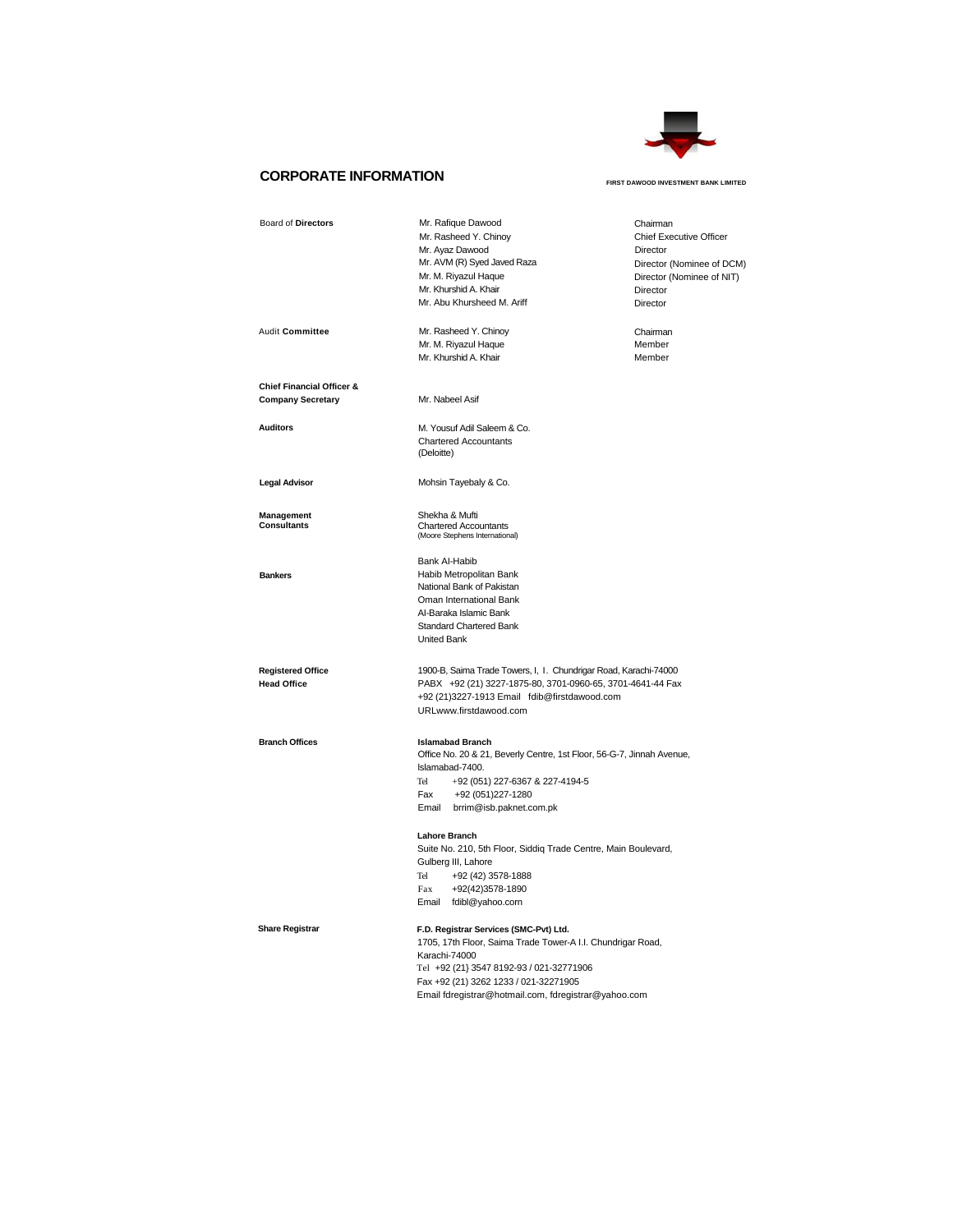# CORPORATE INFORMATION

FIRST DAWOOD INVESTMENT BANK LIMITED

| | | |
|---|---|---|
| Board of **Directors** | Mr. Rafique Dawood | Chairman |
| | Mr. Rasheed Y. Chinoy | Chief Executive Officer |
| | Mr. Ayaz Dawood | Director |
| | Mr. AVM (R) Syed Javed Raza | Director (Nominee of DCM) |
| | Mr. M. Riyazul Haque | Director (Nominee of NIT) |
| | Mr. Khurshid A. Khair | Director |
| | Mr. Abu Khursheed M. Ariff | Director |
| Audit **Committee** | Mr. Rasheed Y. Chinoy | Chairman |
| | Mr. M. Riyazul Haque | Member |
| | Mr. Khurshid A. Khair | Member |

**Chief Financial Officer & Company Secretary**
Mr. Nabeel Asif

**Auditors**
M. Yousuf Adil Saleem & Co.
Chartered Accountants
(Deloitte)

**Legal Advisor**
Mohsin Tayebaly & Co.

**Management Consultants**
Shekha & Mufti
Chartered Accountants
(Moore Stephens International)

**Bankers**
Bank Al-Habib
Habib Metropolitan Bank
National Bank of Pakistan
Oman International Bank
Al-Baraka Islamic Bank
Standard Chartered Bank
United Bank

**Registered Office**
**Head Office**
1900-B, Saima Trade Towers, I, I. Chundrigar Road, Karachi-74000
PABX +92 (21) 3227-1875-80, 3701-0960-65, 3701-4641-44 Fax +92 (21)3227-1913 Email fdib@firstdawood.com
URLwww.firstdawood.com

**Branch Offices**

**Islamabad Branch**
Office No. 20 & 21, Beverly Centre, 1st Floor, 56-G-7, Jinnah Avenue, Islamabad-7400.
Tel +92 (051) 227-6367 & 227-4194-5
Fax +92 (051)227-1280
Email brrim@isb.paknet.com.pk

**Lahore Branch**
Suite No. 210, 5th Floor, Siddiq Trade Centre, Main Boulevard, Gulberg III, Lahore
Tel +92 (42) 3578-1888
Fax +92(42)3578-1890
Email fdibl@yahoo.com

**Share Registrar**
**F.D. Registrar Services (SMC-Pvt) Ltd.**
1705, 17th Floor, Saima Trade Tower-A I.I. Chundrigar Road, Karachi-74000
Tel +92 (21} 3547 8192-93 / 021-32771906
Fax +92 (21) 3262 1233 / 021-32271905
Email fdregistrar@hotmail.com, fdregistrar@yahoo.com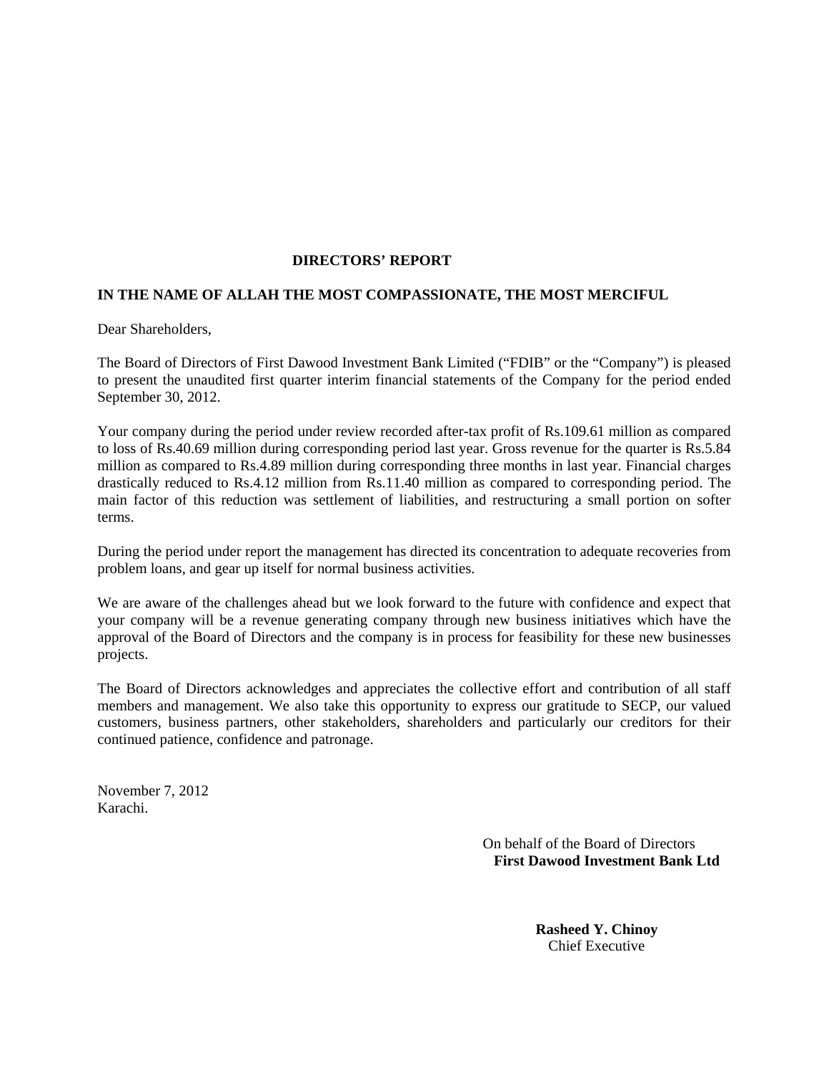# DIRECTORS' REPORT

**IN THE NAME OF ALLAH THE MOST COMPASSIONATE, THE MOST MERCIFUL**

Dear Shareholders,

The Board of Directors of First Dawood Investment Bank Limited ("FDIB" or the "Company") is pleased to present the unaudited first quarter interim financial statements of the Company for the period ended September 30, 2012.

Your company during the period under review recorded after-tax profit of Rs.109.61 million as compared to loss of Rs.40.69 million during corresponding period last year. Gross revenue for the quarter is Rs.5.84 million as compared to Rs.4.89 million during corresponding three months in last year. Financial charges drastically reduced to Rs.4.12 million from Rs.11.40 million as compared to corresponding period. The main factor of this reduction was settlement of liabilities, and restructuring a small portion on softer terms.

During the period under report the management has directed its concentration to adequate recoveries from problem loans, and gear up itself for normal business activities.

We are aware of the challenges ahead but we look forward to the future with confidence and expect that your company will be a revenue generating company through new business initiatives which have the approval of the Board of Directors and the company is in process for feasibility for these new businesses projects.

The Board of Directors acknowledges and appreciates the collective effort and contribution of all staff members and management. We also take this opportunity to express our gratitude to SECP, our valued customers, business partners, other stakeholders, shareholders and particularly our creditors for their continued patience, confidence and patronage.

November 7, 2012
Karachi.

On behalf of the Board of Directors
**First Dawood Investment Bank Ltd**

**Rasheed Y. Chinoy**
Chief Executive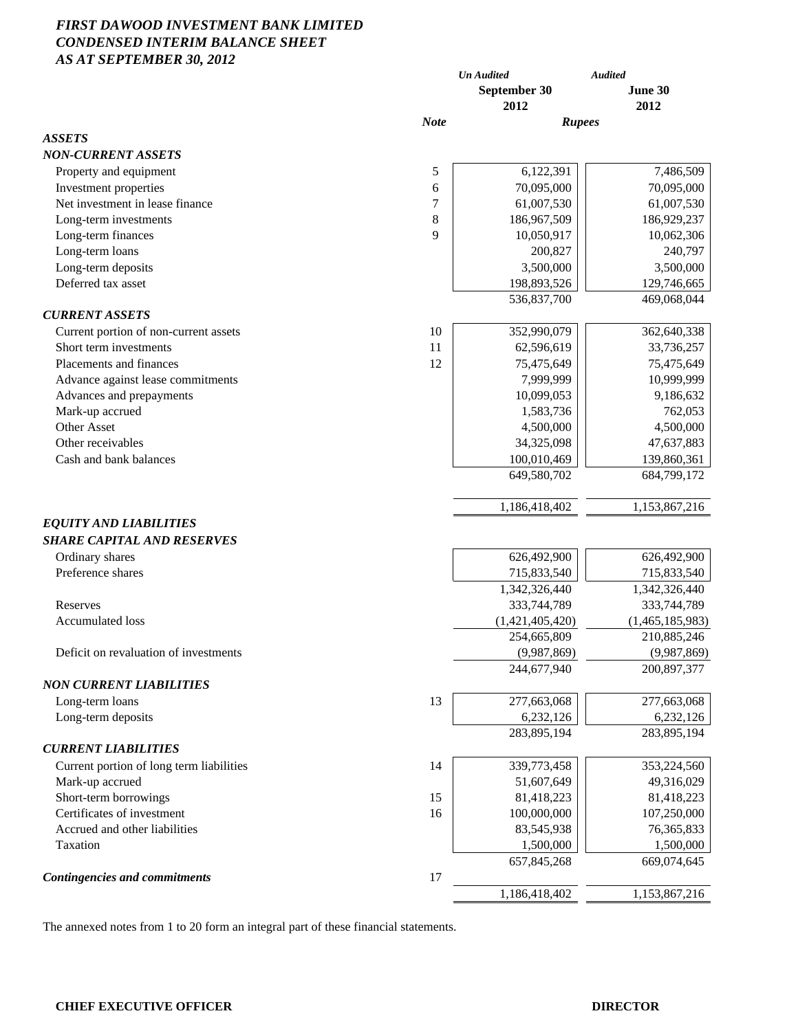# *FIRST DAWOOD INVESTMENT BANK LIMITED*
## *CONDENSED INTERIM BALANCE SHEET*
### *AS AT SEPTEMBER 30, 2012*

| | Note | *Un Audited* September 30 2012 | *Audited* June 30 2012 |
|---|---|---|---|
| | | *Rupees* | |
| ***ASSETS*** | | | |
| ***NON-CURRENT ASSETS*** | | | |
| Property and equipment | 5 | 6,122,391 | 7,486,509 |
| Investment properties | 6 | 70,095,000 | 70,095,000 |
| Net investment in lease finance | 7 | 61,007,530 | 61,007,530 |
| Long-term investments | 8 | 186,967,509 | 186,929,237 |
| Long-term finances | 9 | 10,050,917 | 10,062,306 |
| Long-term loans | | 200,827 | 240,797 |
| Long-term deposits | | 3,500,000 | 3,500,000 |
| Deferred tax asset | | 198,893,526 | 129,746,665 |
| | | 536,837,700 | 469,068,044 |
| ***CURRENT ASSETS*** | | | |
| Current portion of non-current assets | 10 | 352,990,079 | 362,640,338 |
| Short term investments | 11 | 62,596,619 | 33,736,257 |
| Placements and finances | 12 | 75,475,649 | 75,475,649 |
| Advance against lease commitments | | 7,999,999 | 10,999,999 |
| Advances and prepayments | | 10,099,053 | 9,186,632 |
| Mark-up accrued | | 1,583,736 | 762,053 |
| Other Asset | | 4,500,000 | 4,500,000 |
| Other receivables | | 34,325,098 | 47,637,883 |
| Cash and bank balances | | 100,010,469 | 139,860,361 |
| | | 649,580,702 | 684,799,172 |
| | | 1,186,418,402 | 1,153,867,216 |
| ***EQUITY AND LIABILITIES*** | | | |
| ***SHARE CAPITAL AND RESERVES*** | | | |
| Ordinary shares | | 626,492,900 | 626,492,900 |
| Preference shares | | 715,833,540 | 715,833,540 |
| | | 1,342,326,440 | 1,342,326,440 |
| Reserves | | 333,744,789 | 333,744,789 |
| Accumulated loss | | (1,421,405,420) | (1,465,185,983) |
| | | 254,665,809 | 210,885,246 |
| Deficit on revaluation of investments | | (9,987,869) | (9,987,869) |
| | | 244,677,940 | 200,897,377 |
| ***NON CURRENT LIABILITIES*** | | | |
| Long-term loans | 13 | 277,663,068 | 277,663,068 |
| Long-term deposits | | 6,232,126 | 6,232,126 |
| | | 283,895,194 | 283,895,194 |
| ***CURRENT LIABILITIES*** | | | |
| Current portion of long term liabilities | 14 | 339,773,458 | 353,224,560 |
| Mark-up accrued | | 51,607,649 | 49,316,029 |
| Short-term borrowings | 15 | 81,418,223 | 81,418,223 |
| Certificates of investment | 16 | 100,000,000 | 107,250,000 |
| Accrued and other liabilities | | 83,545,938 | 76,365,833 |
| Taxation | | 1,500,000 | 1,500,000 |
| | | 657,845,268 | 669,074,645 |
| ***Contingencies and commitments*** | 17 | | |
| | | 1,186,418,402 | 1,153,867,216 |

The annexed notes from 1 to 20 form an integral part of these financial statements.

**CHIEF EXECUTIVE OFFICER** **DIRECTOR**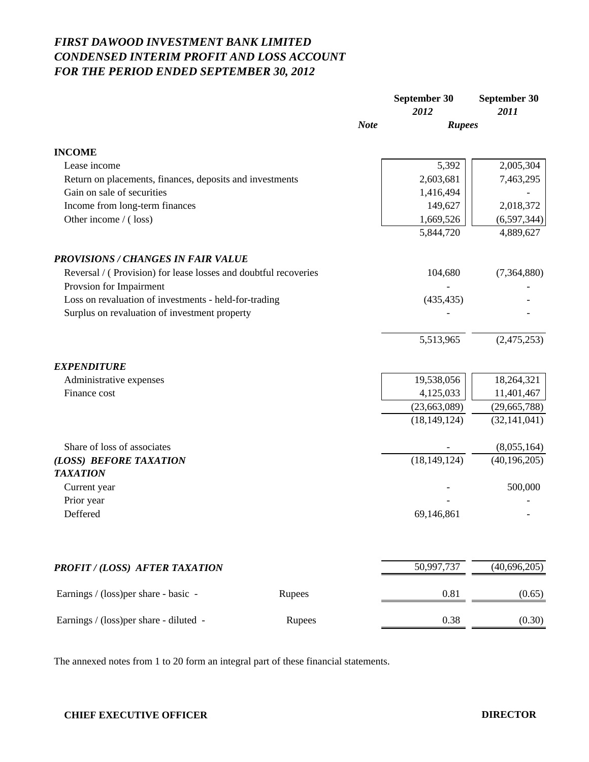# *FIRST DAWOOD INVESTMENT BANK LIMITED*
## *CONDENSED INTERIM PROFIT AND LOSS ACCOUNT*
## *FOR THE PERIOD ENDED SEPTEMBER 30, 2012*

| | Note | September 30 *2012* | September 30 *2011* |
|---|---|---|---|
| | | ***Rupees*** | |
| **INCOME** | | | |
| Lease income | | 5,392 | 2,005,304 |
| Return on placements, finances, deposits and investments | | 2,603,681 | 7,463,295 |
| Gain on sale of securities | | 1,416,494 | - |
| Income from long-term finances | | 149,627 | 2,018,372 |
| Other income / ( loss) | | 1,669,526 | (6,597,344) |
| | | 5,844,720 | 4,889,627 |
| ***PROVISIONS / CHANGES IN FAIR VALUE*** | | | |
| Reversal / ( Provision) for lease losses and doubtful recoveries | | 104,680 | (7,364,880) |
| Provsion for Impairment | | - | - |
| Loss on revaluation of investments - held-for-trading | | (435,435) | - |
| Surplus on revaluation of investment property | | - | - |
| | | 5,513,965 | (2,475,253) |
| ***EXPENDITURE*** | | | |
| Administrative expenses | | 19,538,056 | 18,264,321 |
| Finance cost | | 4,125,033 | 11,401,467 |
| | | (23,663,089) | (29,665,788) |
| | | (18,149,124) | (32,141,041) |
| Share of loss of associates | | - | (8,055,164) |
| ***(LOSS) BEFORE TAXATION*** | | (18,149,124) | (40,196,205) |
| ***TAXATION*** | | | |
| Current year | | - | 500,000 |
| Prior year | | - | - |
| Deffered | | 69,146,861 | - |
| ***PROFIT / (LOSS) AFTER TAXATION*** | | 50,997,737 | (40,696,205) |
| Earnings / (loss)per share - basic - Rupees | | 0.81 | (0.65) |
| Earnings / (loss)per share - diluted - Rupees | | 0.38 | (0.30) |

The annexed notes from 1 to 20 form an integral part of these financial statements.

**CHIEF EXECUTIVE OFFICER** **DIRECTOR**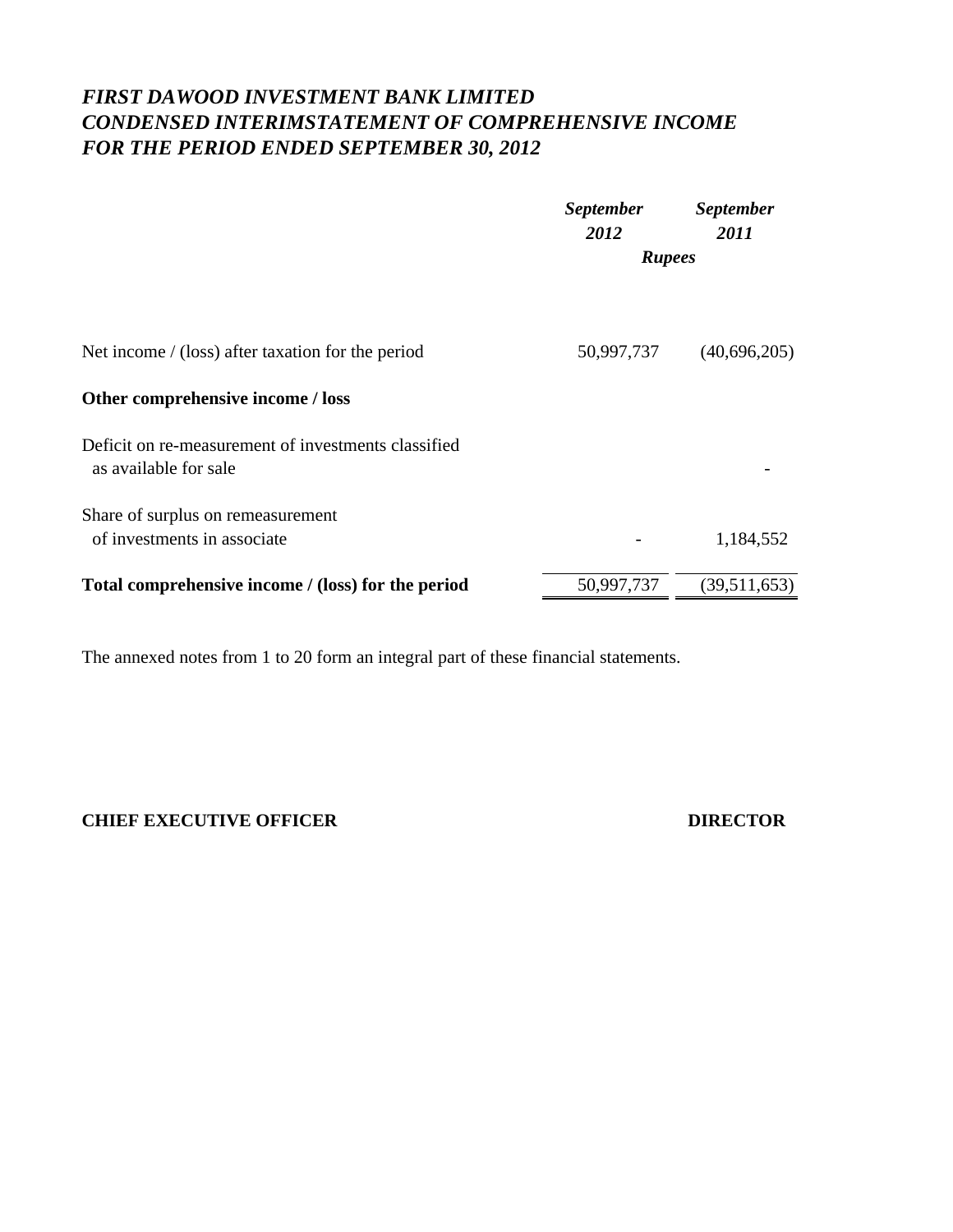# *FIRST DAWOOD INVESTMENT BANK LIMITED*
# *CONDENSED INTERIMSTATEMENT OF COMPREHENSIVE INCOME*
# *FOR THE PERIOD ENDED SEPTEMBER 30, 2012*

| | *September 2012* | *September 2011* |
|---|---|---|
| | ***Rupees*** | |
| Net income / (loss) after taxation for the period | 50,997,737 | (40,696,205) |
| **Other comprehensive income / loss** | | |
| Deficit on re-measurement of investments classified as available for sale | | - |
| Share of surplus on remeasurement of investments in associate | - | 1,184,552 |
| **Total comprehensive income / (loss) for the period** | 50,997,737 | (39,511,653) |

The annexed notes from 1 to 20 form an integral part of these financial statements.

**CHIEF EXECUTIVE OFFICER** **DIRECTOR**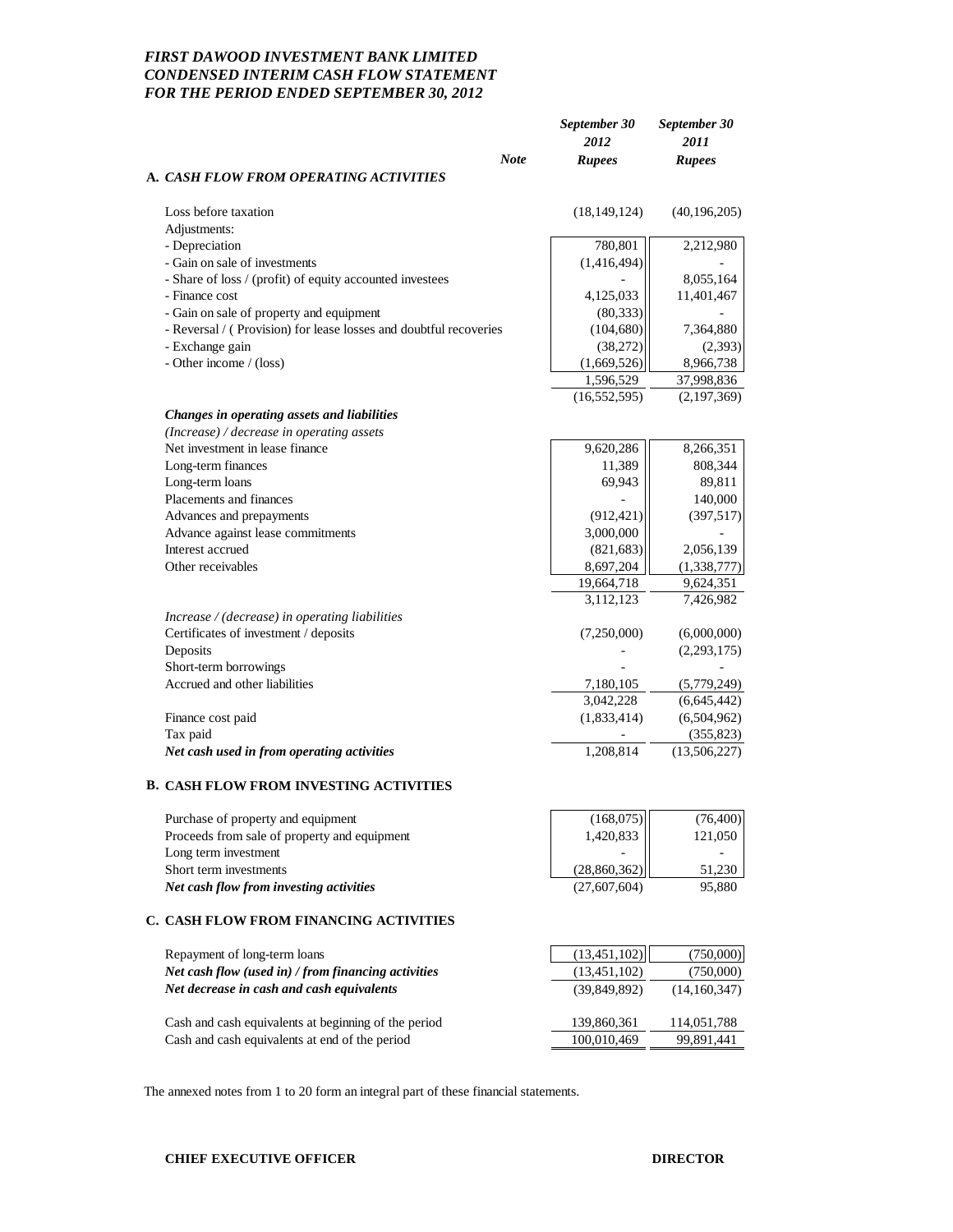***FIRST DAWOOD INVESTMENT BANK LIMITED***
***CONDENSED INTERIM CASH FLOW STATEMENT***
***FOR THE PERIOD ENDED SEPTEMBER 30, 2012***

| | *Note* | *September 30 2012 Rupees* | *September 30 2011 Rupees* |
|---|---|---|---|
| **A. *CASH FLOW FROM OPERATING ACTIVITIES*** | | | |
| Loss before taxation | | (18,149,124) | (40,196,205) |
| Adjustments: | | | |
| - Depreciation | | 780,801 | 2,212,980 |
| - Gain on sale of investments | | (1,416,494) | - |
| - Share of loss / (profit) of equity accounted investees | | - | 8,055,164 |
| - Finance cost | | 4,125,033 | 11,401,467 |
| - Gain on sale of property and equipment | | (80,333) | - |
| - Reversal / ( Provision) for lease losses and doubtful recoveries | | (104,680) | 7,364,880 |
| - Exchange gain | | (38,272) | (2,393) |
| - Other income / (loss) | | (1,669,526) | 8,966,738 |
| | | 1,596,529 | 37,998,836 |
| | | (16,552,595) | (2,197,369) |
| ***Changes in operating assets and liabilities*** | | | |
| *(Increase) / decrease in operating assets* | | | |
| Net investment in lease finance | | 9,620,286 | 8,266,351 |
| Long-term finances | | 11,389 | 808,344 |
| Long-term loans | | 69,943 | 89,811 |
| Placements and finances | | - | 140,000 |
| Advances and prepayments | | (912,421) | (397,517) |
| Advance against lease commitments | | 3,000,000 | - |
| Interest accrued | | (821,683) | 2,056,139 |
| Other receivables | | 8,697,204 | (1,338,777) |
| | | 19,664,718 | 9,624,351 |
| | | 3,112,123 | 7,426,982 |
| *Increase / (decrease) in operating liabilities* | | | |
| Certificates of investment / deposits | | (7,250,000) | (6,000,000) |
| Deposits | | - | (2,293,175) |
| Short-term borrowings | | - | - |
| Accrued and other liabilities | | 7,180,105 | (5,779,249) |
| | | 3,042,228 | (6,645,442) |
| Finance cost paid | | (1,833,414) | (6,504,962) |
| Tax paid | | - | (355,823) |
| ***Net cash used in from operating activities*** | | 1,208,814 | (13,506,227) |
| **B. CASH FLOW FROM INVESTING ACTIVITIES** | | | |
| Purchase of property and equipment | | (168,075) | (76,400) |
| Proceeds from sale of property and equipment | | 1,420,833 | 121,050 |
| Long term investment | | - | - |
| Short term investments | | (28,860,362) | 51,230 |
| ***Net cash flow from investing activities*** | | (27,607,604) | 95,880 |
| **C. CASH FLOW FROM FINANCING ACTIVITIES** | | | |
| Repayment of long-term loans | | (13,451,102) | (750,000) |
| ***Net cash flow (used in) / from financing activities*** | | (13,451,102) | (750,000) |
| ***Net decrease in cash and cash equivalents*** | | (39,849,892) | (14,160,347) |
| Cash and cash equivalents at beginning of the period | | 139,860,361 | 114,051,788 |
| Cash and cash equivalents at end of the period | | 100,010,469 | 99,891,441 |

The annexed notes from 1 to 20 form an integral part of these financial statements.

**CHIEF EXECUTIVE OFFICER** **DIRECTOR**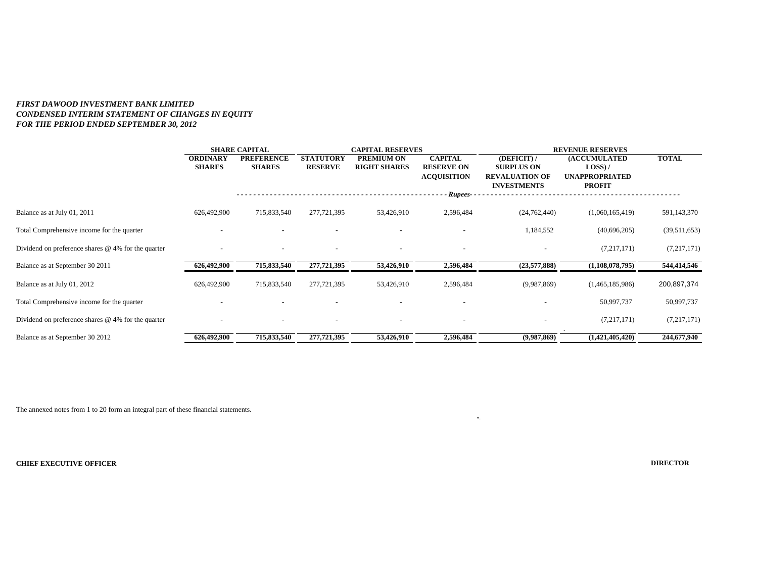***FIRST DAWOOD INVESTMENT BANK LIMITED***
***CONDENSED INTERIM STATEMENT OF CHANGES IN EQUITY***
***FOR THE PERIOD ENDED SEPTEMBER 30, 2012***

| | **SHARE CAPITAL** | | **CAPITAL RESERVES** | | | **REVENUE RESERVES** | | |
|---|---|---|---|---|---|---|---|---|
| | **ORDINARY SHARES** | **PREFERENCE SHARES** | **STATUTORY RESERVE** | **PREMIUM ON RIGHT SHARES** | **CAPITAL RESERVE ON ACQUISITION** | **(DEFICIT) / SURPLUS ON REVALUATION OF INVESTMENTS** | **(ACCUMULATED LOSS) / UNAPPROPRIATED PROFIT** | **TOTAL** |
| | | | | | *Rupees* | | | |
| Balance as at July 01, 2011 | 626,492,900 | 715,833,540 | 277,721,395 | 53,426,910 | 2,596,484 | (24,762,440) | (1,060,165,419) | 591,143,370 |
| Total Comprehensive income for the quarter | - | - | - | - | - | 1,184,552 | (40,696,205) | (39,511,653) |
| Dividend on preference shares @ 4% for the quarter | - | - | - | - | - | - | (7,217,171) | (7,217,171) |
| Balance as at September 30 2011 | **626,492,900** | **715,833,540** | **277,721,395** | **53,426,910** | **2,596,484** | **(23,577,888)** | **(1,108,078,795)** | **544,414,546** |
| Balance as at July 01, 2012 | 626,492,900 | 715,833,540 | 277,721,395 | 53,426,910 | 2,596,484 | (9,987,869) | (1,465,185,986) | 200,897,374 |
| Total Comprehensive income for the quarter | - | - | - | - | - | - | 50,997,737 | 50,997,737 |
| Dividend on preference shares @ 4% for the quarter | - | - | - | - | - | - | (7,217,171) | (7,217,171) |
| Balance as at September 30 2012 | **626,492,900** | **715,833,540** | **277,721,395** | **53,426,910** | **2,596,484** | **(9,987,869)** | **(1,421,405,420)** | **244,677,940** |

The annexed notes from 1 to 20 form an integral part of these financial statements.

**CHIEF EXECUTIVE OFFICER** **DIRECTOR**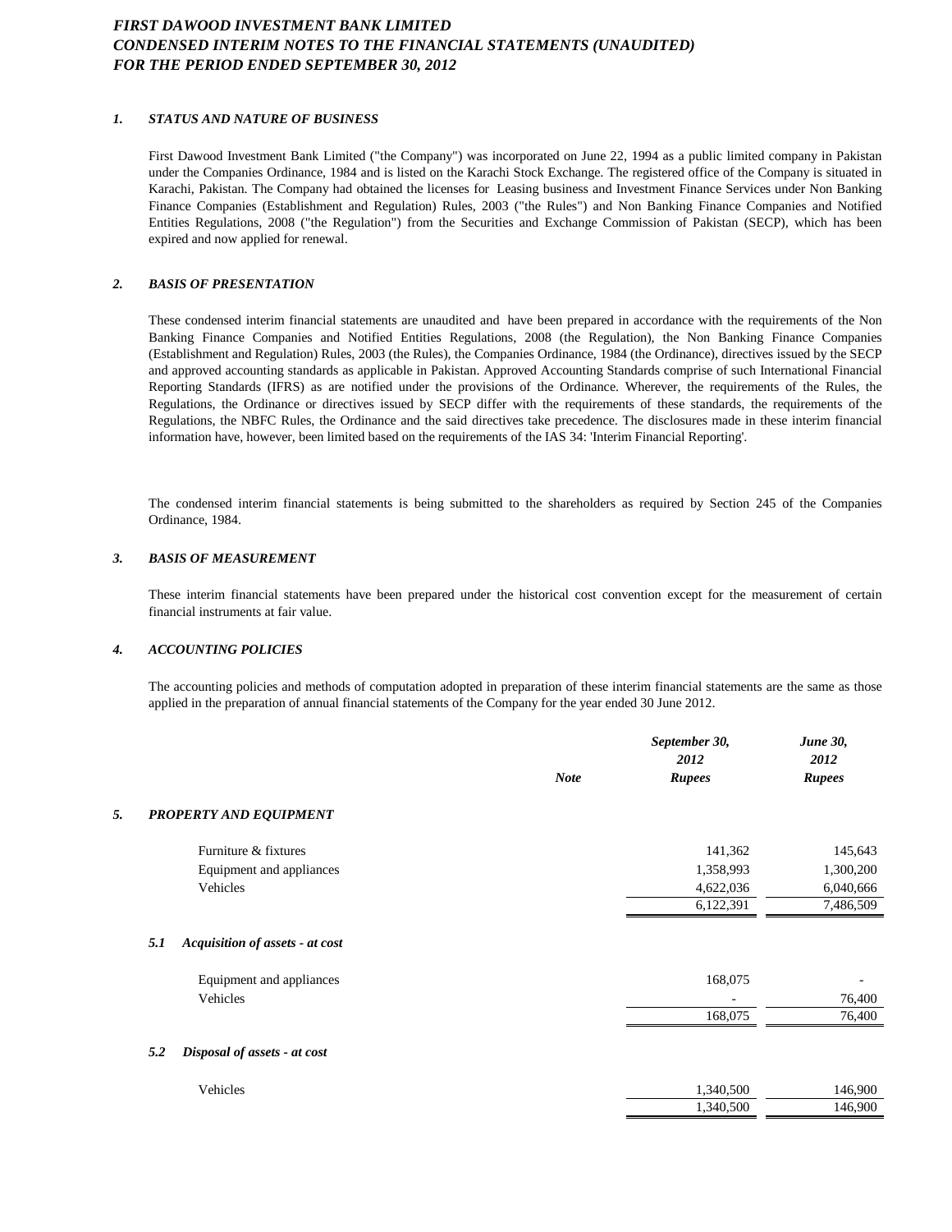# FIRST DAWOOD INVESTMENT BANK LIMITED
## CONDENSED INTERIM NOTES TO THE FINANCIAL STATEMENTS (UNAUDITED)
## FOR THE PERIOD ENDED SEPTEMBER 30, 2012

### 1. STATUS AND NATURE OF BUSINESS

First Dawood Investment Bank Limited ("the Company") was incorporated on June 22, 1994 as a public limited company in Pakistan under the Companies Ordinance, 1984 and is listed on the Karachi Stock Exchange. The registered office of the Company is situated in Karachi, Pakistan. The Company had obtained the licenses for Leasing business and Investment Finance Services under Non Banking Finance Companies (Establishment and Regulation) Rules, 2003 ("the Rules") and Non Banking Finance Companies and Notified Entities Regulations, 2008 ("the Regulation") from the Securities and Exchange Commission of Pakistan (SECP), which has been expired and now applied for renewal.

### 2. BASIS OF PRESENTATION

These condensed interim financial statements are unaudited and have been prepared in accordance with the requirements of the Non Banking Finance Companies and Notified Entities Regulations, 2008 (the Regulation), the Non Banking Finance Companies (Establishment and Regulation) Rules, 2003 (the Rules), the Companies Ordinance, 1984 (the Ordinance), directives issued by the SECP and approved accounting standards as applicable in Pakistan. Approved Accounting Standards comprise of such International Financial Reporting Standards (IFRS) as are notified under the provisions of the Ordinance. Wherever, the requirements of the Rules, the Regulations, the Ordinance or directives issued by SECP differ with the requirements of these standards, the requirements of the Regulations, the NBFC Rules, the Ordinance and the said directives take precedence. The disclosures made in these interim financial information have, however, been limited based on the requirements of the IAS 34: 'Interim Financial Reporting'.

The condensed interim financial statements is being submitted to the shareholders as required by Section 245 of the Companies Ordinance, 1984.

### 3. BASIS OF MEASUREMENT

These interim financial statements have been prepared under the historical cost convention except for the measurement of certain financial instruments at fair value.

### 4. ACCOUNTING POLICIES

The accounting policies and methods of computation adopted in preparation of these interim financial statements are the same as those applied in the preparation of annual financial statements of the Company for the year ended 30 June 2012.

| | Note | September 30, 2012 Rupees | June 30, 2012 Rupees |
|---|---|---|---|
| **5. PROPERTY AND EQUIPMENT** | | | |
| Furniture & fixtures | | 141,362 | 145,643 |
| Equipment and appliances | | 1,358,993 | 1,300,200 |
| Vehicles | | 4,622,036 | 6,040,666 |
| | | 6,122,391 | 7,486,509 |
| **5.1 Acquisition of assets - at cost** | | | |
| Equipment and appliances | | 168,075 | - |
| Vehicles | | - | 76,400 |
| | | 168,075 | 76,400 |
| **5.2 Disposal of assets - at cost** | | | |
| Vehicles | | 1,340,500 | 146,900 |
| | | 1,340,500 | 146,900 |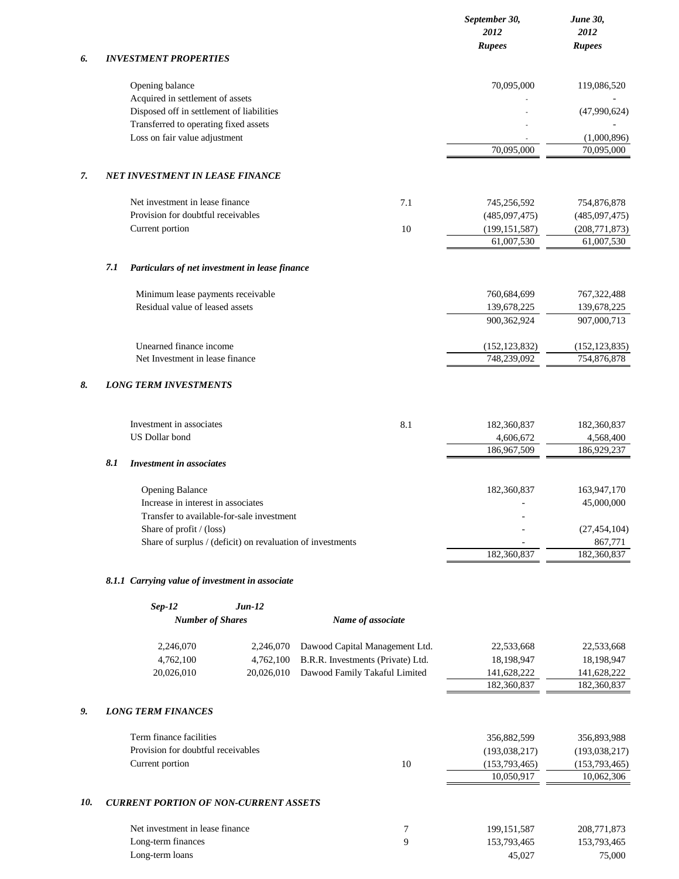| | | | September 30, 2012 Rupees | June 30, 2012 Rupees |
|---|---|---|---|---|
| **6.** | ***INVESTMENT PROPERTIES*** | | | |
| | Opening balance | | 70,095,000 | 119,086,520 |
| | Acquired in settlement of assets | | - | - |
| | Disposed off in settlement of liabilities | | - | (47,990,624) |
| | Transferred to operating fixed assets | | - | - |
| | Loss on fair value adjustment | | - | (1,000,896) |
| | | | 70,095,000 | 70,095,000 |
| **7.** | ***NET INVESTMENT IN LEASE FINANCE*** | | | |
| | Net investment in lease finance | 7.1 | 745,256,592 | 754,876,878 |
| | Provision for doubtful receivables | | (485,097,475) | (485,097,475) |
| | Current portion | 10 | (199,151,587) | (208,771,873) |
| | | | 61,007,530 | 61,007,530 |
| **7.1** | ***Particulars of net investment in lease finance*** | | | |
| | Minimum lease payments receivable | | 760,684,699 | 767,322,488 |
| | Residual value of leased assets | | 139,678,225 | 139,678,225 |
| | | | 900,362,924 | 907,000,713 |
| | Unearned finance income | | (152,123,832) | (152,123,835) |
| | Net Investment in lease finance | | 748,239,092 | 754,876,878 |
| **8.** | ***LONG TERM INVESTMENTS*** | | | |
| | Investment in associates | 8.1 | 182,360,837 | 182,360,837 |
| | US Dollar bond | | 4,606,672 | 4,568,400 |
| | | | 186,967,509 | 186,929,237 |
| **8.1** | ***Investment in associates*** | | | |
| | Opening Balance | | 182,360,837 | 163,947,170 |
| | Increase in interest in associates | | - | 45,000,000 |
| | Transfer to available-for-sale investment | | - | |
| | Share of profit / (loss) | | - | (27,454,104) |
| | Share of surplus / (deficit) on revaluation of investments | | - | 867,771 |
| | | | 182,360,837 | 182,360,837 |

***8.1.1 Carrying value of investment in associate***

| Sep-12 Number of Shares | Jun-12 Number of Shares | Name of associate | September 30, 2012 Rupees | June 30, 2012 Rupees |
|---|---|---|---|---|
| 2,246,070 | 2,246,070 | Dawood Capital Management Ltd. | 22,533,668 | 22,533,668 |
| 4,762,100 | 4,762,100 | B.R.R. Investments (Private) Ltd. | 18,198,947 | 18,198,947 |
| 20,026,010 | 20,026,010 | Dawood Family Takaful Limited | 141,628,222 | 141,628,222 |
| | | | 182,360,837 | 182,360,837 |

| | | | September 30, 2012 Rupees | June 30, 2012 Rupees |
|---|---|---|---|---|
| **9.** | ***LONG TERM FINANCES*** | | | |
| | Term finance facilities | | 356,882,599 | 356,893,988 |
| | Provision for doubtful receivables | | (193,038,217) | (193,038,217) |
| | Current portion | 10 | (153,793,465) | (153,793,465) |
| | | | 10,050,917 | 10,062,306 |
| **10.** | ***CURRENT PORTION OF NON-CURRENT ASSETS*** | | | |
| | Net investment in lease finance | 7 | 199,151,587 | 208,771,873 |
| | Long-term finances | 9 | 153,793,465 | 153,793,465 |
| | Long-term loans | | 45,027 | 75,000 |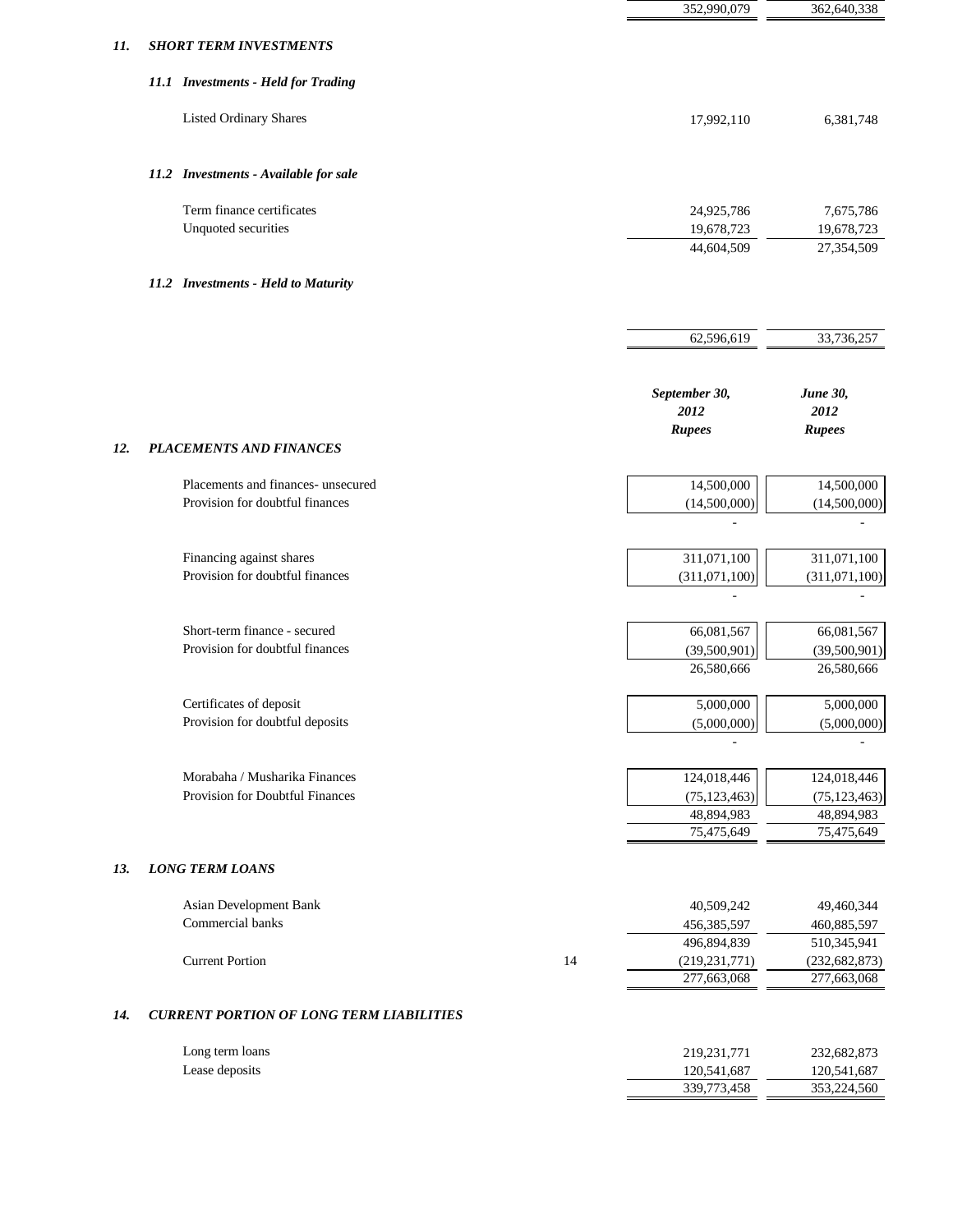| | | |
|---|---|---|
| | 352,990,079 | 362,640,338 |

## 11. *SHORT TERM INVESTMENTS*

### 11.1 *Investments - Held for Trading*

| | | |
|---|---|---|
| Listed Ordinary Shares | 17,992,110 | 6,381,748 |

### 11.2 *Investments - Available for sale*

| | | |
|---|---|---|
| Term finance certificates | 24,925,786 | 7,675,786 |
| Unquoted securities | 19,678,723 | 19,678,723 |
| | 44,604,509 | 27,354,509 |

### 11.2 *Investments - Held to Maturity*

| | | |
|---|---|---|
| | 62,596,619 | 33,736,257 |

## 12. *PLACEMENTS AND FINANCES*

| | *September 30, 2012 Rupees* | *June 30, 2012 Rupees* |
|---|---|---|
| Placements and finances- unsecured | 14,500,000 | 14,500,000 |
| Provision for doubtful finances | (14,500,000) | (14,500,000) |
| | - | - |
| Financing against shares | 311,071,100 | 311,071,100 |
| Provision for doubtful finances | (311,071,100) | (311,071,100) |
| | - | - |
| Short-term finance - secured | 66,081,567 | 66,081,567 |
| Provision for doubtful finances | (39,500,901) | (39,500,901) |
| | 26,580,666 | 26,580,666 |
| Certificates of deposit | 5,000,000 | 5,000,000 |
| Provision for doubtful deposits | (5,000,000) | (5,000,000) |
| | - | - |
| Morabaha / Musharika Finances | 124,018,446 | 124,018,446 |
| Provision for Doubtful Finances | (75,123,463) | (75,123,463) |
| | 48,894,983 | 48,894,983 |
| | 75,475,649 | 75,475,649 |

## 13. *LONG TERM LOANS*

| | | | |
|---|---|---|---|
| Asian Development Bank | | 40,509,242 | 49,460,344 |
| Commercial banks | | 456,385,597 | 460,885,597 |
| | | 496,894,839 | 510,345,941 |
| Current Portion | 14 | (219,231,771) | (232,682,873) |
| | | 277,663,068 | 277,663,068 |

## 14. *CURRENT PORTION OF LONG TERM LIABILITIES*

| | | |
|---|---|---|
| Long term loans | 219,231,771 | 232,682,873 |
| Lease deposits | 120,541,687 | 120,541,687 |
| | 339,773,458 | 353,224,560 |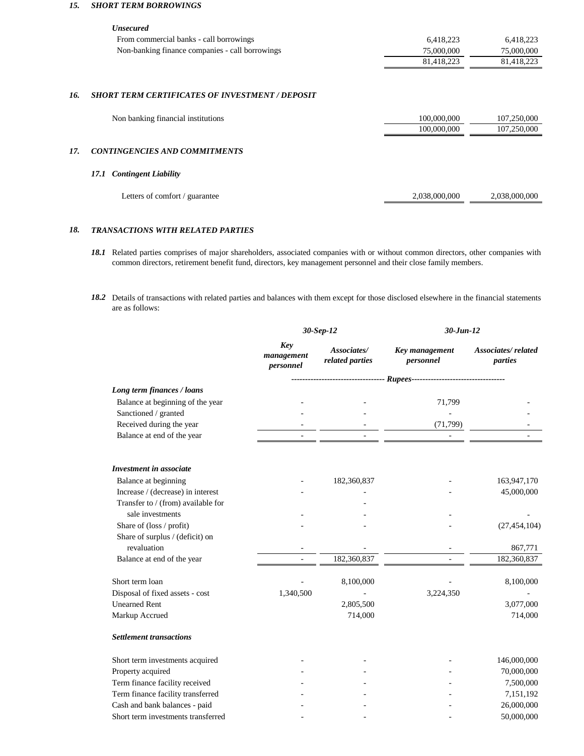### 15. SHORT TERM BORROWINGS

| | | |
|---|---|---|
| ***Unsecured*** | | |
| From commercial banks - call borrowings | 6,418,223 | 6,418,223 |
| Non-banking finance companies - call borrowings | 75,000,000 | 75,000,000 |
| | 81,418,223 | 81,418,223 |

### 16. SHORT TERM CERTIFICATES OF INVESTMENT / DEPOSIT

| | | |
|---|---|---|
| Non banking financial institutions | 100,000,000 | 107,250,000 |
| | 100,000,000 | 107,250,000 |

### 17. CONTINGENCIES AND COMMITMENTS

#### 17.1 Contingent Liability

| | | |
|---|---|---|
| Letters of comfort / guarantee | 2,038,000,000 | 2,038,000,000 |

### 18. TRANSACTIONS WITH RELATED PARTIES

***18.1*** Related parties comprises of major shareholders, associated companies with or without common directors, other companies with common directors, retirement benefit fund, directors, key management personnel and their close family members.

***18.2*** Details of transactions with related parties and balances with them except for those disclosed elsewhere in the financial statements are as follows:

| | 30-Sep-12 | | 30-Jun-12 | |
|---|---|---|---|---|
| | Key management personnel | Associates/ related parties | Key management personnel | Associates/ related parties |
| | Rupees | | | |
| ***Long term finances / loans*** | | | | |
| Balance at beginning of the year | - | - | 71,799 | - |
| Sanctioned / granted | - | - | - | - |
| Received during the year | - | - | (71,799) | - |
| Balance at end of the year | - | - | - | - |
| ***Investment in associate*** | | | | |
| Balance at beginning | - | 182,360,837 | - | 163,947,170 |
| Increase / (decrease) in interest | - | - | - | 45,000,000 |
| Transfer to / (from) available for sale investments | - | - | - | - |
| Share of (loss / profit) | - | - | - | (27,454,104) |
| Share of surplus / (deficit) on revaluation | - | - | - | 867,771 |
| Balance at end of the year | - | 182,360,837 | - | 182,360,837 |
| Short term loan | - | 8,100,000 | - | 8,100,000 |
| Disposal of fixed assets - cost | 1,340,500 | - | 3,224,350 | - |
| Unearned Rent | | 2,805,500 | | 3,077,000 |
| Markup Accrued | | 714,000 | | 714,000 |
| ***Settlement transactions*** | | | | |
| Short term investments acquired | - | - | - | 146,000,000 |
| Property acquired | - | - | - | 70,000,000 |
| Term finance facility received | - | - | - | 7,500,000 |
| Term finance facility transferred | - | - | - | 7,151,192 |
| Cash and bank balances - paid | - | - | - | 26,000,000 |
| Short term investments transferred | - | - | - | 50,000,000 |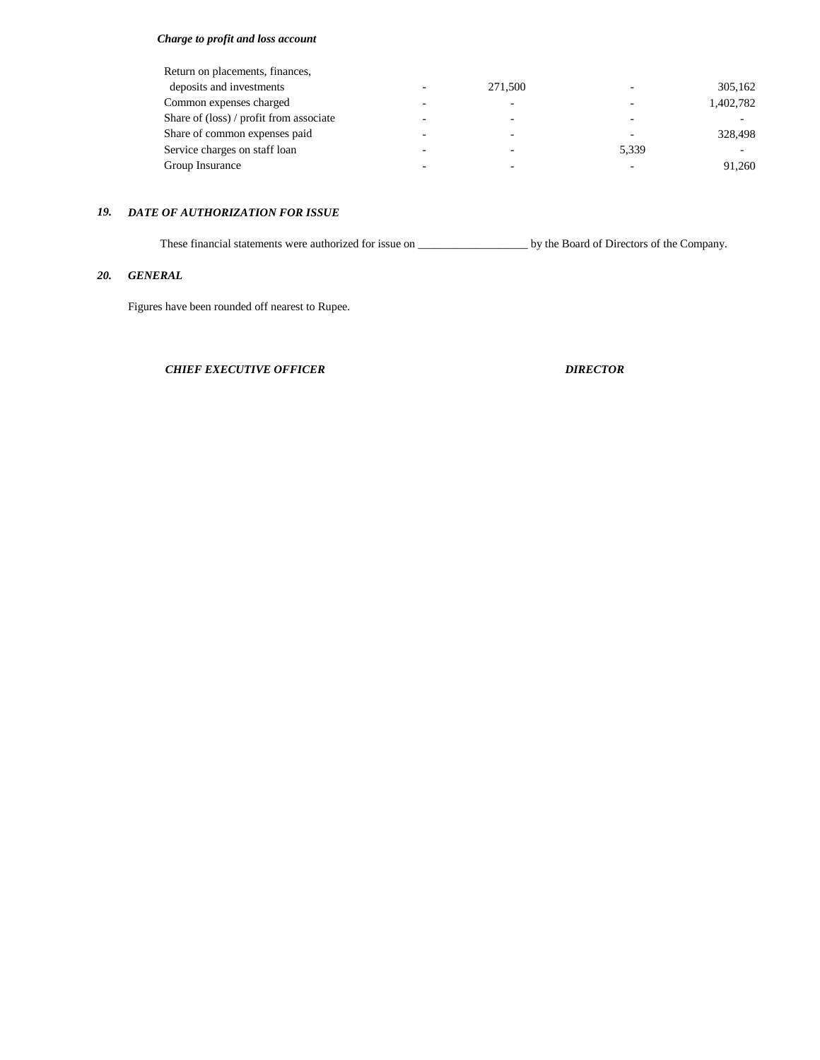***Charge to profit and loss account***

| | | | | |
|---|---|---|---|---|
| Return on placements, finances, deposits and investments | - | 271,500 | - | 305,162 |
| Common expenses charged | - | - | - | 1,402,782 |
| Share of (loss) / profit from associate | - | - | - | - |
| Share of common expenses paid | - | - | - | 328,498 |
| Service charges on staff loan | - | - | 5,339 | - |
| Group Insurance | - | - | - | 91,260 |

## *19. DATE OF AUTHORIZATION FOR ISSUE*

These financial statements were authorized for issue on ___________________ by the Board of Directors of the Company.

## *20. GENERAL*

Figures have been rounded off nearest to Rupee.

***CHIEF EXECUTIVE OFFICER*** ***DIRECTOR***